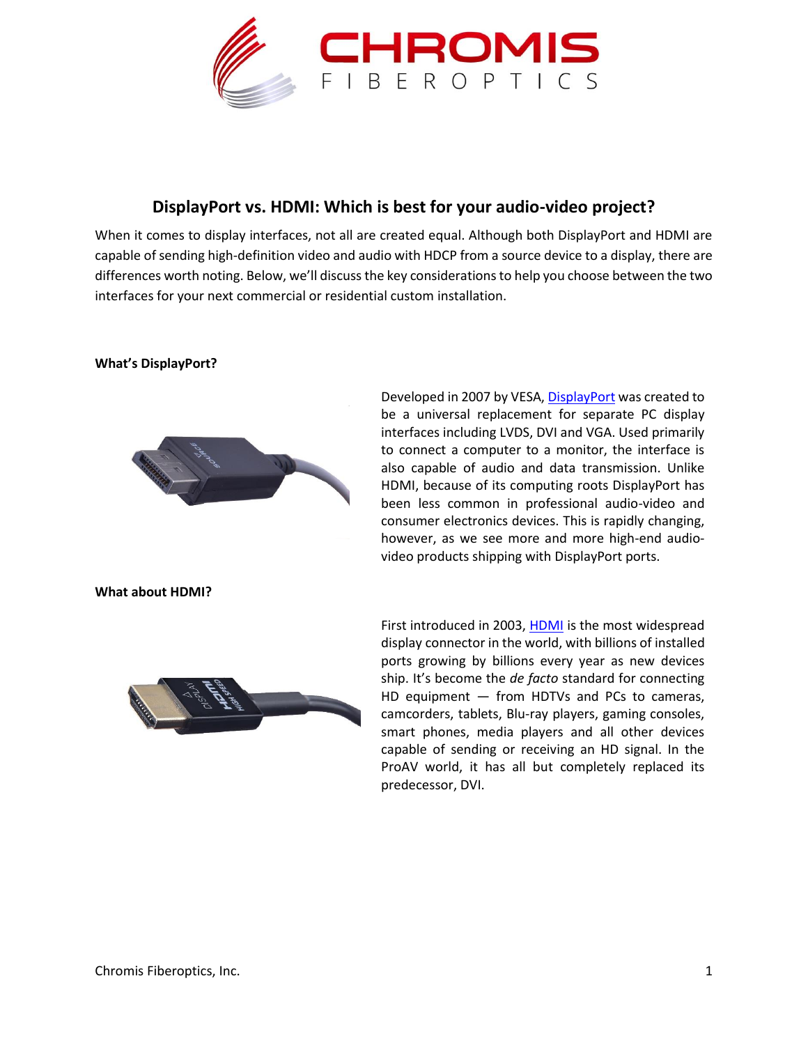# DisplayPort vs. HDMI: Which is best for your audio-video project?

When it comes to display interfaces, not all are created equal. Although both DisplayPort and HDMI are capable of sending high-definition video and audio with HDCP from a source device to a display, there are differences worth noting. Below, we'll discuss the key considerations to help you choose between the two interfaces for your next commercial or residential custom installation.

**What's DisplayPort?**

Developed in 2007 by VESA, DisplayPort was created to be a universal replacement for separate PC display interfaces including LVDS, DVI and VGA. Used primarily to connect a computer to a monitor, the interface is also capable of audio and data transmission. Unlike HDMI, because of its computing roots DisplayPort has been less common in professional audio-video and consumer electronics devices. This is rapidly changing, however, as we see more and more high-end audio-video products shipping with DisplayPort ports.

**What about HDMI?**

First introduced in 2003, HDMI is the most widespread display connector in the world, with billions of installed ports growing by billions every year as new devices ship. It's become the *de facto* standard for connecting HD equipment — from HDTVs and PCs to cameras, camcorders, tablets, Blu-ray players, gaming consoles, smart phones, media players and all other devices capable of sending or receiving an HD signal. In the ProAV world, it has all but completely replaced its predecessor, DVI.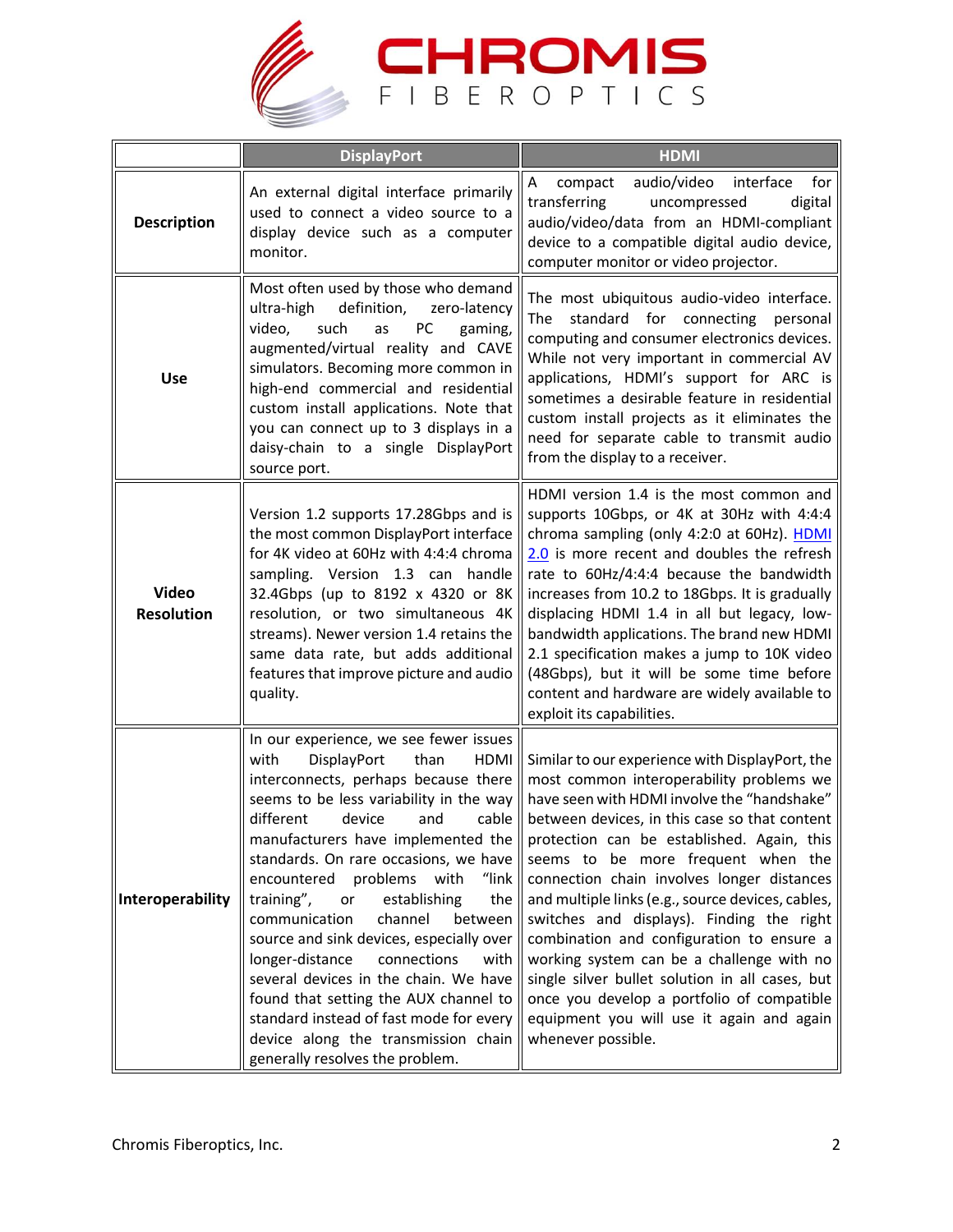| | DisplayPort | HDMI |
|---|---|---|
| **Description** | An external digital interface primarily used to connect a video source to a display device such as a computer monitor. | A compact audio/video interface for transferring uncompressed digital audio/video/data from an HDMI-compliant device to a compatible digital audio device, computer monitor or video projector. |
| **Use** | Most often used by those who demand ultra-high definition, zero-latency video, such as PC gaming, augmented/virtual reality and CAVE simulators. Becoming more common in high-end commercial and residential custom install applications. Note that you can connect up to 3 displays in a daisy-chain to a single DisplayPort source port. | The most ubiquitous audio-video interface. The standard for connecting personal computing and consumer electronics devices. While not very important in commercial AV applications, HDMI's support for ARC is sometimes a desirable feature in residential custom install projects as it eliminates the need for separate cable to transmit audio from the display to a receiver. |
| **Video Resolution** | Version 1.2 supports 17.28Gbps and is the most common DisplayPort interface for 4K video at 60Hz with 4:4:4 chroma sampling. Version 1.3 can handle 32.4Gbps (up to 8192 x 4320 or 8K resolution, or two simultaneous 4K streams). Newer version 1.4 retains the same data rate, but adds additional features that improve picture and audio quality. | HDMI version 1.4 is the most common and supports 10Gbps, or 4K at 30Hz with 4:4:4 chroma sampling (only 4:2:0 at 60Hz). [HDMI 2.0] is more recent and doubles the refresh rate to 60Hz/4:4:4 because the bandwidth increases from 10.2 to 18Gbps. It is gradually displacing HDMI 1.4 in all but legacy, low-bandwidth applications. The brand new HDMI 2.1 specification makes a jump to 10K video (48Gbps), but it will be some time before content and hardware are widely available to exploit its capabilities. |
| **Interoperability** | In our experience, we see fewer issues with DisplayPort than HDMI interconnects, perhaps because there seems to be less variability in the way different device and cable manufacturers have implemented the standards. On rare occasions, we have encountered problems with "link training", or establishing the communication channel between source and sink devices, especially over longer-distance connections with several devices in the chain. We have found that setting the AUX channel to standard instead of fast mode for every device along the transmission chain generally resolves the problem. | Similar to our experience with DisplayPort, the most common interoperability problems we have seen with HDMI involve the "handshake" between devices, in this case so that content protection can be established. Again, this seems to be more frequent when the connection chain involves longer distances and multiple links (e.g., source devices, cables, switches and displays). Finding the right combination and configuration to ensure a working system can be a challenge with no single silver bullet solution in all cases, but once you develop a portfolio of compatible equipment you will use it again and again whenever possible. |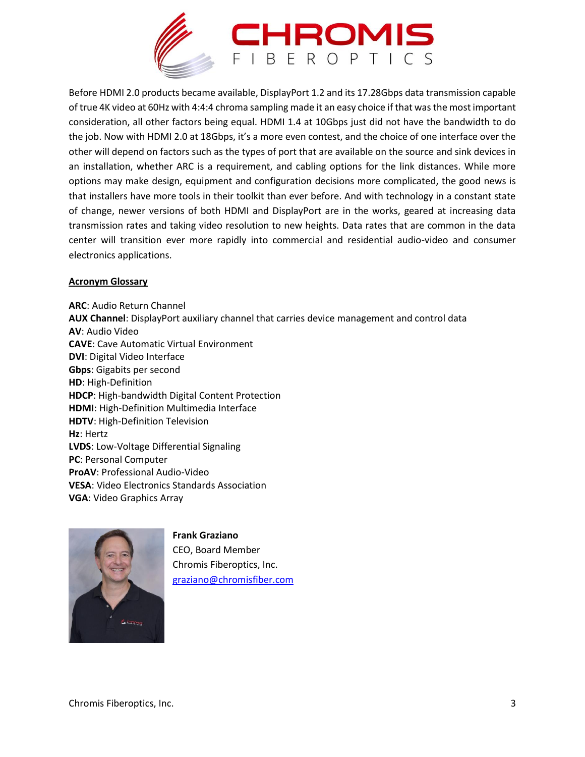Before HDMI 2.0 products became available, DisplayPort 1.2 and its 17.28Gbps data transmission capable of true 4K video at 60Hz with 4:4:4 chroma sampling made it an easy choice if that was the most important consideration, all other factors being equal. HDMI 1.4 at 10Gbps just did not have the bandwidth to do the job. Now with HDMI 2.0 at 18Gbps, it's a more even contest, and the choice of one interface over the other will depend on factors such as the types of port that are available on the source and sink devices in an installation, whether ARC is a requirement, and cabling options for the link distances. While more options may make design, equipment and configuration decisions more complicated, the good news is that installers have more tools in their toolkit than ever before. And with technology in a constant state of change, newer versions of both HDMI and DisplayPort are in the works, geared at increasing data transmission rates and taking video resolution to new heights. Data rates that are common in the data center will transition ever more rapidly into commercial and residential audio-video and consumer electronics applications.

## Acronym Glossary

**ARC**: Audio Return Channel
**AUX Channel**: DisplayPort auxiliary channel that carries device management and control data
**AV**: Audio Video
**CAVE**: Cave Automatic Virtual Environment
**DVI**: Digital Video Interface
**Gbps**: Gigabits per second
**HD**: High-Definition
**HDCP**: High-bandwidth Digital Content Protection
**HDMI**: High-Definition Multimedia Interface
**HDTV**: High-Definition Television
**Hz**: Hertz
**LVDS**: Low-Voltage Differential Signaling
**PC**: Personal Computer
**ProAV**: Professional Audio-Video
**VESA**: Video Electronics Standards Association
**VGA**: Video Graphics Array

**Frank Graziano**
CEO, Board Member
Chromis Fiberoptics, Inc.
graziano@chromisfiber.com